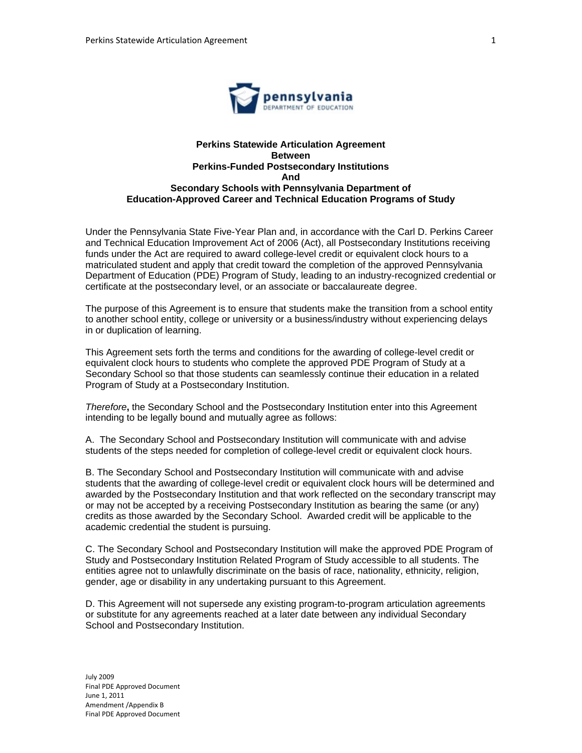# Perkins Statewide Articulation Agreement Between Perkins-Funded Postsecondary Institutions And Secondary Schools with Pennsylvania Department of Education-Approved Career and Technical Education Programs of Study

Under the Pennsylvania State Five-Year Plan and, in accordance with the Carl D. Perkins Career and Technical Education Improvement Act of 2006 (Act), all Postsecondary Institutions receiving funds under the Act are required to award college-level credit or equivalent clock hours to a matriculated student and apply that credit toward the completion of the approved Pennsylvania Department of Education (PDE) Program of Study, leading to an industry-recognized credential or certificate at the postsecondary level, or an associate or baccalaureate degree.

The purpose of this Agreement is to ensure that students make the transition from a school entity to another school entity, college or university or a business/industry without experiencing delays in or duplication of learning.

This Agreement sets forth the terms and conditions for the awarding of college-level credit or equivalent clock hours to students who complete the approved PDE Program of Study at a Secondary School so that those students can seamlessly continue their education in a related Program of Study at a Postsecondary Institution.

*Therefore*, the Secondary School and the Postsecondary Institution enter into this Agreement intending to be legally bound and mutually agree as follows:

A. The Secondary School and Postsecondary Institution will communicate with and advise students of the steps needed for completion of college-level credit or equivalent clock hours.

B. The Secondary School and Postsecondary Institution will communicate with and advise students that the awarding of college-level credit or equivalent clock hours will be determined and awarded by the Postsecondary Institution and that work reflected on the secondary transcript may or may not be accepted by a receiving Postsecondary Institution as bearing the same (or any) credits as those awarded by the Secondary School. Awarded credit will be applicable to the academic credential the student is pursuing.

C. The Secondary School and Postsecondary Institution will make the approved PDE Program of Study and Postsecondary Institution Related Program of Study accessible to all students. The entities agree not to unlawfully discriminate on the basis of race, nationality, ethnicity, religion, gender, age or disability in any undertaking pursuant to this Agreement.

D. This Agreement will not supersede any existing program-to-program articulation agreements or substitute for any agreements reached at a later date between any individual Secondary School and Postsecondary Institution.

July 2009
Final PDE Approved Document
June 1, 2011
Amendment /Appendix B
Final PDE Approved Document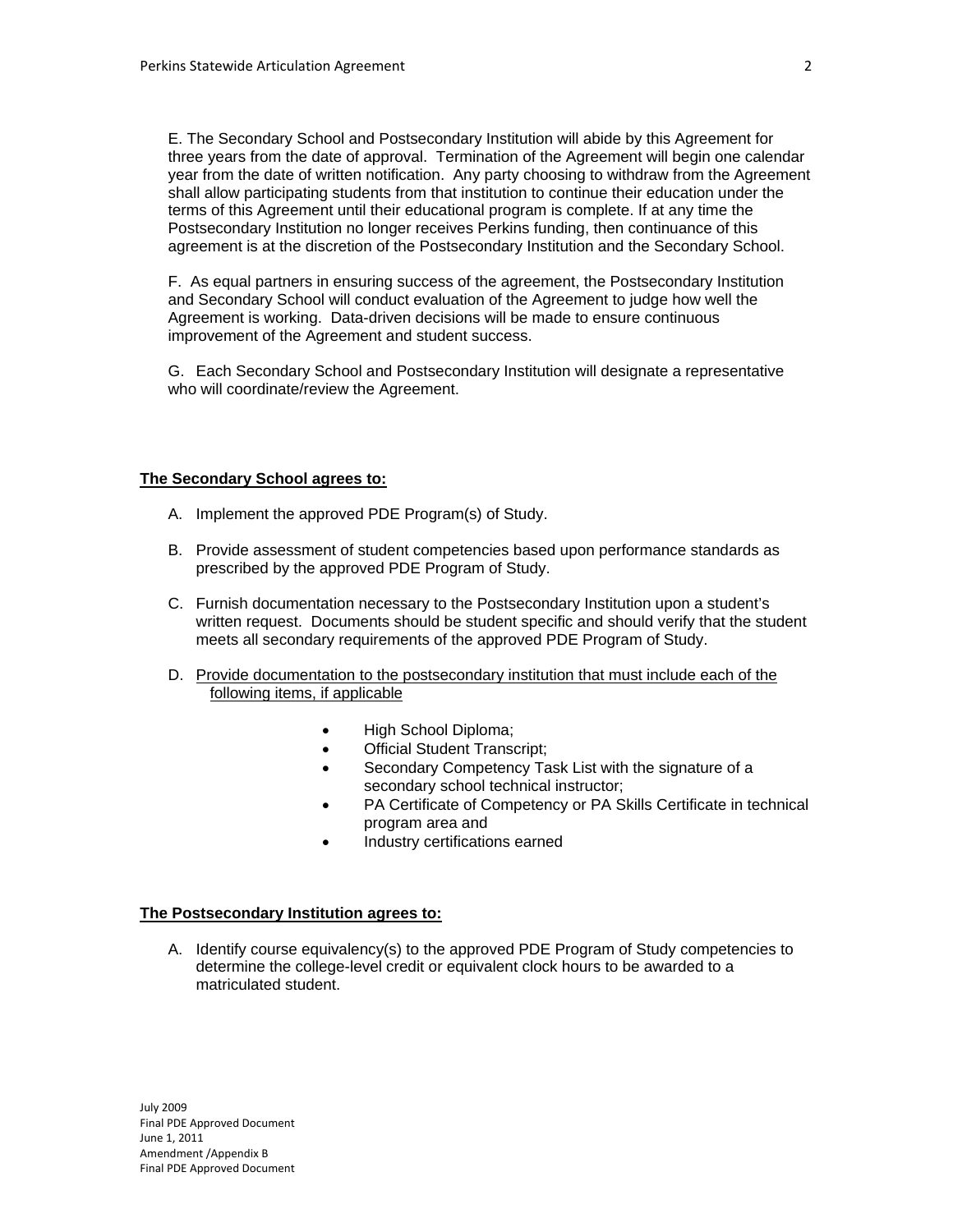E. The Secondary School and Postsecondary Institution will abide by this Agreement for three years from the date of approval. Termination of the Agreement will begin one calendar year from the date of written notification. Any party choosing to withdraw from the Agreement shall allow participating students from that institution to continue their education under the terms of this Agreement until their educational program is complete. If at any time the Postsecondary Institution no longer receives Perkins funding, then continuance of this agreement is at the discretion of the Postsecondary Institution and the Secondary School.

F. As equal partners in ensuring success of the agreement, the Postsecondary Institution and Secondary School will conduct evaluation of the Agreement to judge how well the Agreement is working. Data-driven decisions will be made to ensure continuous improvement of the Agreement and student success.

G. Each Secondary School and Postsecondary Institution will designate a representative who will coordinate/review the Agreement.

**The Secondary School agrees to:**

A. Implement the approved PDE Program(s) of Study.

B. Provide assessment of student competencies based upon performance standards as prescribed by the approved PDE Program of Study.

C. Furnish documentation necessary to the Postsecondary Institution upon a student's written request. Documents should be student specific and should verify that the student meets all secondary requirements of the approved PDE Program of Study.

D. <u>Provide documentation to the postsecondary institution that must include each of the following items, if applicable</u>

- High School Diploma;
- Official Student Transcript;
- Secondary Competency Task List with the signature of a secondary school technical instructor;
- PA Certificate of Competency or PA Skills Certificate in technical program area and
- Industry certifications earned

**The Postsecondary Institution agrees to:**

A. Identify course equivalency(s) to the approved PDE Program of Study competencies to determine the college-level credit or equivalent clock hours to be awarded to a matriculated student.

July 2009
Final PDE Approved Document
June 1, 2011
Amendment /Appendix B
Final PDE Approved Document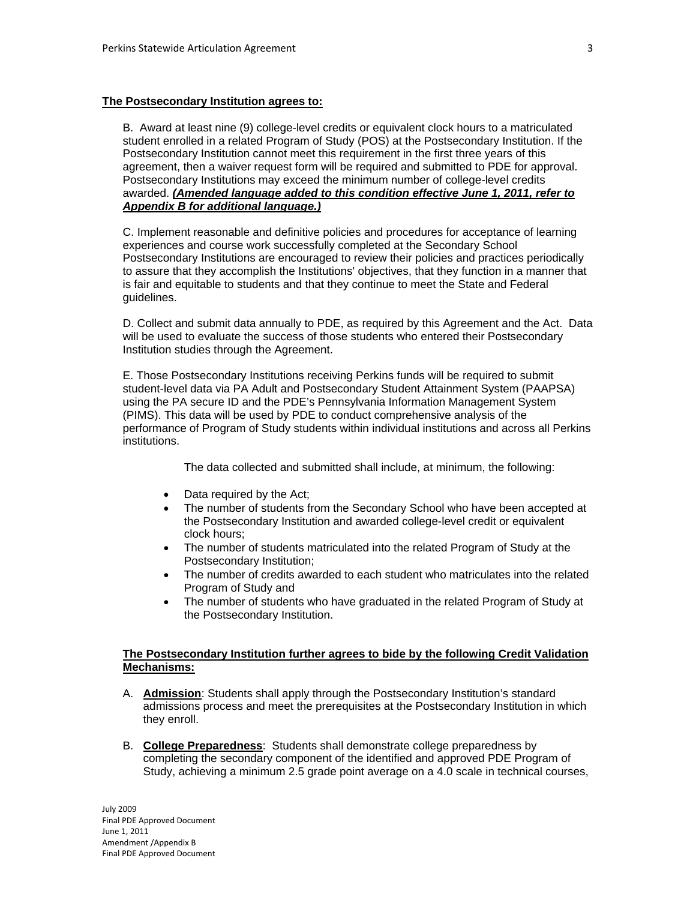**The Postsecondary Institution agrees to:**

B. Award at least nine (9) college-level credits or equivalent clock hours to a matriculated student enrolled in a related Program of Study (POS) at the Postsecondary Institution. If the Postsecondary Institution cannot meet this requirement in the first three years of this agreement, then a waiver request form will be required and submitted to PDE for approval. Postsecondary Institutions may exceed the minimum number of college-level credits awarded. ***(Amended language added to this condition effective June 1, 2011, refer to Appendix B for additional language.)***

C. Implement reasonable and definitive policies and procedures for acceptance of learning experiences and course work successfully completed at the Secondary School Postsecondary Institutions are encouraged to review their policies and practices periodically to assure that they accomplish the Institutions' objectives, that they function in a manner that is fair and equitable to students and that they continue to meet the State and Federal guidelines.

D. Collect and submit data annually to PDE, as required by this Agreement and the Act. Data will be used to evaluate the success of those students who entered their Postsecondary Institution studies through the Agreement.

E. Those Postsecondary Institutions receiving Perkins funds will be required to submit student-level data via PA Adult and Postsecondary Student Attainment System (PAAPSA) using the PA secure ID and the PDE's Pennsylvania Information Management System (PIMS). This data will be used by PDE to conduct comprehensive analysis of the performance of Program of Study students within individual institutions and across all Perkins institutions.

The data collected and submitted shall include, at minimum, the following:

- Data required by the Act;
- The number of students from the Secondary School who have been accepted at the Postsecondary Institution and awarded college-level credit or equivalent clock hours;
- The number of students matriculated into the related Program of Study at the Postsecondary Institution;
- The number of credits awarded to each student who matriculates into the related Program of Study and
- The number of students who have graduated in the related Program of Study at the Postsecondary Institution.

**The Postsecondary Institution further agrees to bide by the following Credit Validation Mechanisms:**

A. **Admission**: Students shall apply through the Postsecondary Institution's standard admissions process and meet the prerequisites at the Postsecondary Institution in which they enroll.

B. **College Preparedness**: Students shall demonstrate college preparedness by completing the secondary component of the identified and approved PDE Program of Study, achieving a minimum 2.5 grade point average on a 4.0 scale in technical courses,

July 2009
Final PDE Approved Document
June 1, 2011
Amendment /Appendix B
Final PDE Approved Document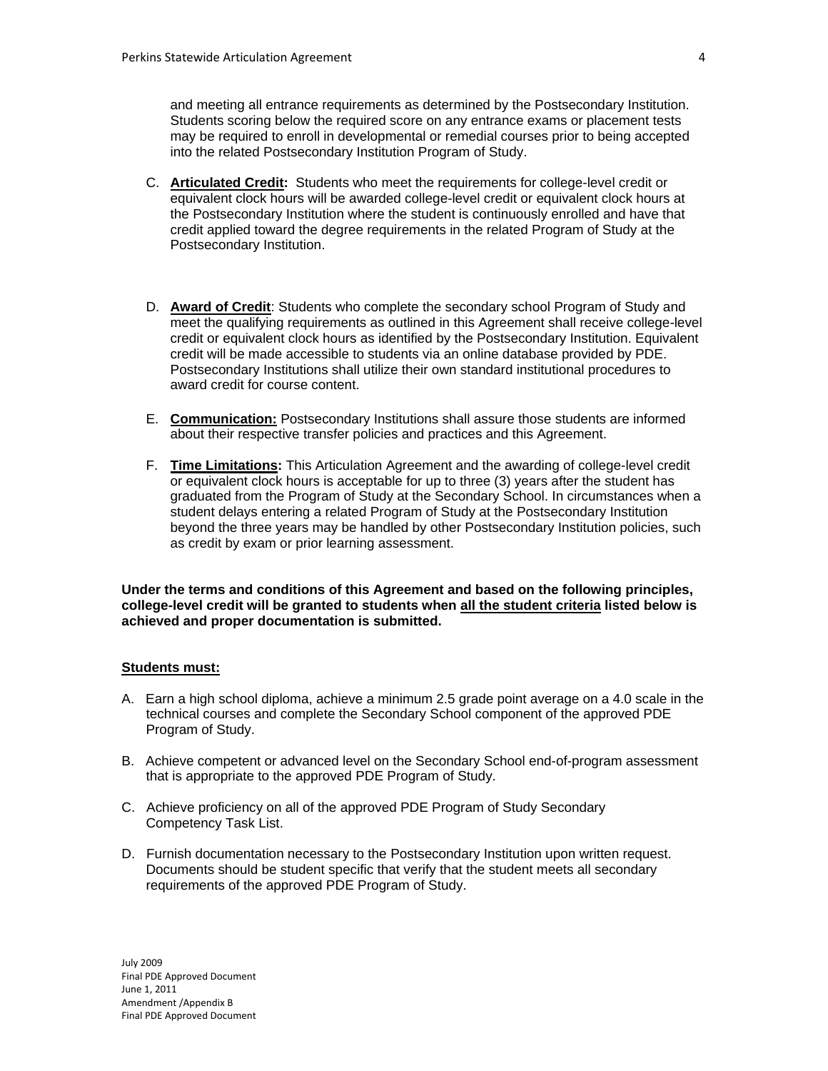and meeting all entrance requirements as determined by the Postsecondary Institution. Students scoring below the required score on any entrance exams or placement tests may be required to enroll in developmental or remedial courses prior to being accepted into the related Postsecondary Institution Program of Study.

C. **Articulated Credit:** Students who meet the requirements for college-level credit or equivalent clock hours will be awarded college-level credit or equivalent clock hours at the Postsecondary Institution where the student is continuously enrolled and have that credit applied toward the degree requirements in the related Program of Study at the Postsecondary Institution.

D. **Award of Credit**: Students who complete the secondary school Program of Study and meet the qualifying requirements as outlined in this Agreement shall receive college-level credit or equivalent clock hours as identified by the Postsecondary Institution. Equivalent credit will be made accessible to students via an online database provided by PDE. Postsecondary Institutions shall utilize their own standard institutional procedures to award credit for course content.

E. **Communication:** Postsecondary Institutions shall assure those students are informed about their respective transfer policies and practices and this Agreement.

F. **Time Limitations:** This Articulation Agreement and the awarding of college-level credit or equivalent clock hours is acceptable for up to three (3) years after the student has graduated from the Program of Study at the Secondary School. In circumstances when a student delays entering a related Program of Study at the Postsecondary Institution beyond the three years may be handled by other Postsecondary Institution policies, such as credit by exam or prior learning assessment.

**Under the terms and conditions of this Agreement and based on the following principles, college-level credit will be granted to students when all the student criteria listed below is achieved and proper documentation is submitted.**

**Students must:**

A. Earn a high school diploma, achieve a minimum 2.5 grade point average on a 4.0 scale in the technical courses and complete the Secondary School component of the approved PDE Program of Study.

B. Achieve competent or advanced level on the Secondary School end-of-program assessment that is appropriate to the approved PDE Program of Study.

C. Achieve proficiency on all of the approved PDE Program of Study Secondary Competency Task List.

D. Furnish documentation necessary to the Postsecondary Institution upon written request. Documents should be student specific that verify that the student meets all secondary requirements of the approved PDE Program of Study.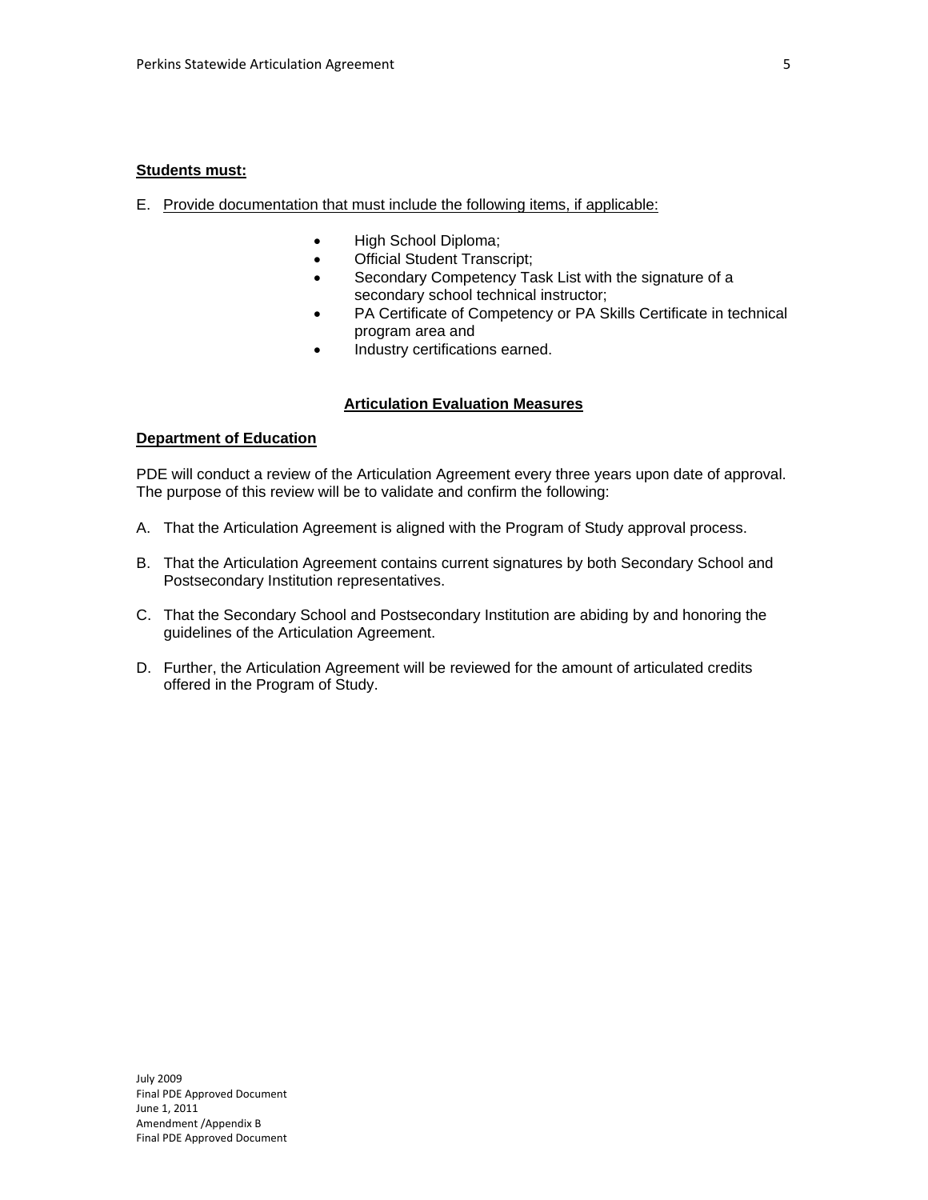**Students must:**

E. Provide documentation that must include the following items, if applicable:

- High School Diploma;
- Official Student Transcript;
- Secondary Competency Task List with the signature of a secondary school technical instructor;
- PA Certificate of Competency or PA Skills Certificate in technical program area and
- Industry certifications earned.

**Articulation Evaluation Measures**

**Department of Education**

PDE will conduct a review of the Articulation Agreement every three years upon date of approval. The purpose of this review will be to validate and confirm the following:

A. That the Articulation Agreement is aligned with the Program of Study approval process.

B. That the Articulation Agreement contains current signatures by both Secondary School and Postsecondary Institution representatives.

C. That the Secondary School and Postsecondary Institution are abiding by and honoring the guidelines of the Articulation Agreement.

D. Further, the Articulation Agreement will be reviewed for the amount of articulated credits offered in the Program of Study.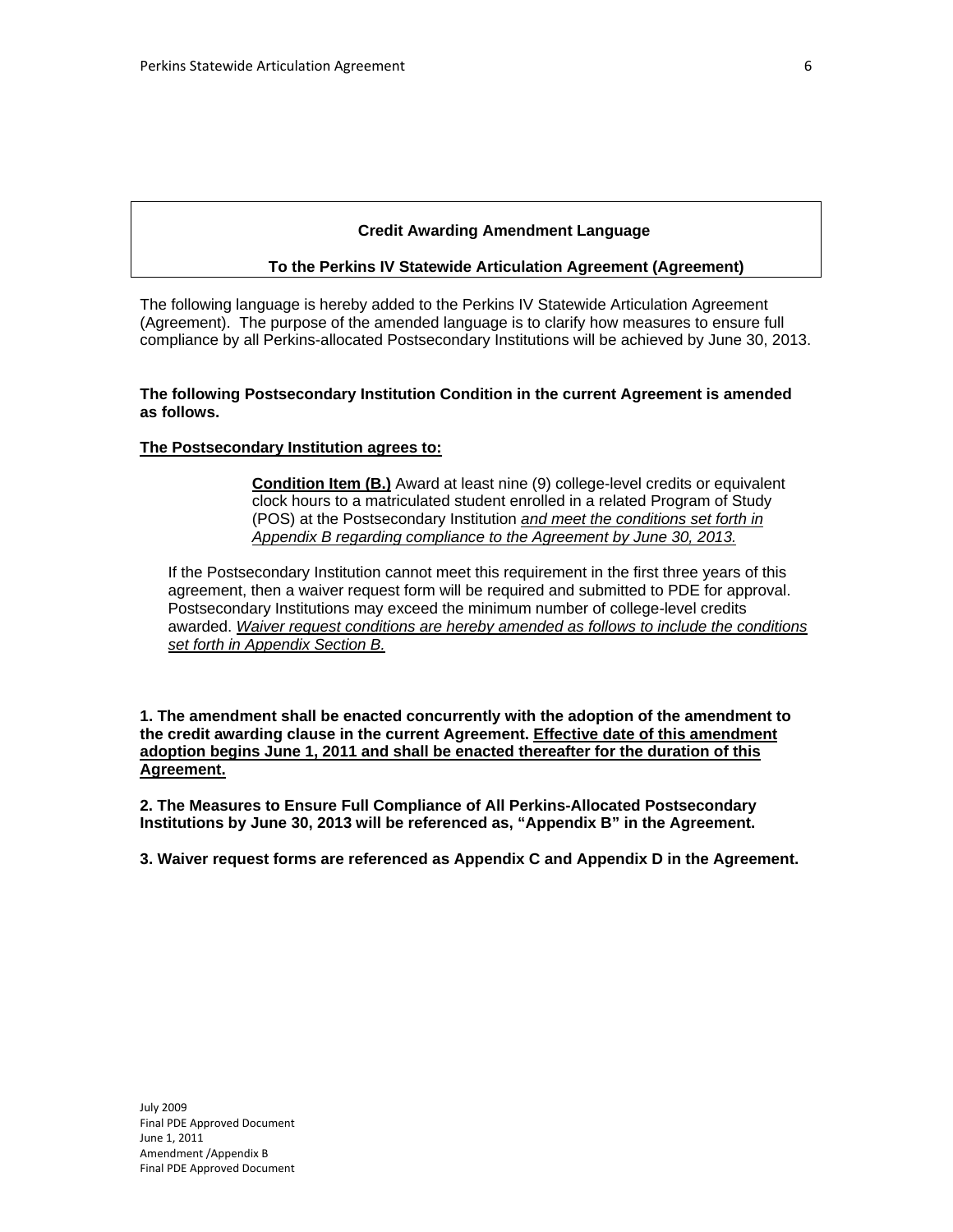**Credit Awarding Amendment Language**

**To the Perkins IV Statewide Articulation Agreement (Agreement)**

The following language is hereby added to the Perkins IV Statewide Articulation Agreement (Agreement). The purpose of the amended language is to clarify how measures to ensure full compliance by all Perkins-allocated Postsecondary Institutions will be achieved by June 30, 2013.

**The following Postsecondary Institution Condition in the current Agreement is amended as follows.**

**<u>The Postsecondary Institution agrees to:</u>**

> **<u>Condition Item (B.)</u>** Award at least nine (9) college-level credits or equivalent clock hours to a matriculated student enrolled in a related Program of Study (POS) at the Postsecondary Institution *<u>and meet the conditions set forth in Appendix B regarding compliance to the Agreement by June 30, 2013.</u>*

If the Postsecondary Institution cannot meet this requirement in the first three years of this agreement, then a waiver request form will be required and submitted to PDE for approval. Postsecondary Institutions may exceed the minimum number of college-level credits awarded. *<u>Waiver request conditions are hereby amended as follows to include the conditions set forth in Appendix Section B.</u>*

**1. The amendment shall be enacted concurrently with the adoption of the amendment to the credit awarding clause in the current Agreement. <u>Effective date of this amendment adoption begins June 1, 2011 and shall be enacted thereafter for the duration of this Agreement.</u>**

**2. The Measures to Ensure Full Compliance of All Perkins-Allocated Postsecondary Institutions by June 30, 2013 will be referenced as, "Appendix B" in the Agreement.**

**3. Waiver request forms are referenced as Appendix C and Appendix D in the Agreement.**

July 2009
Final PDE Approved Document
June 1, 2011
Amendment /Appendix B
Final PDE Approved Document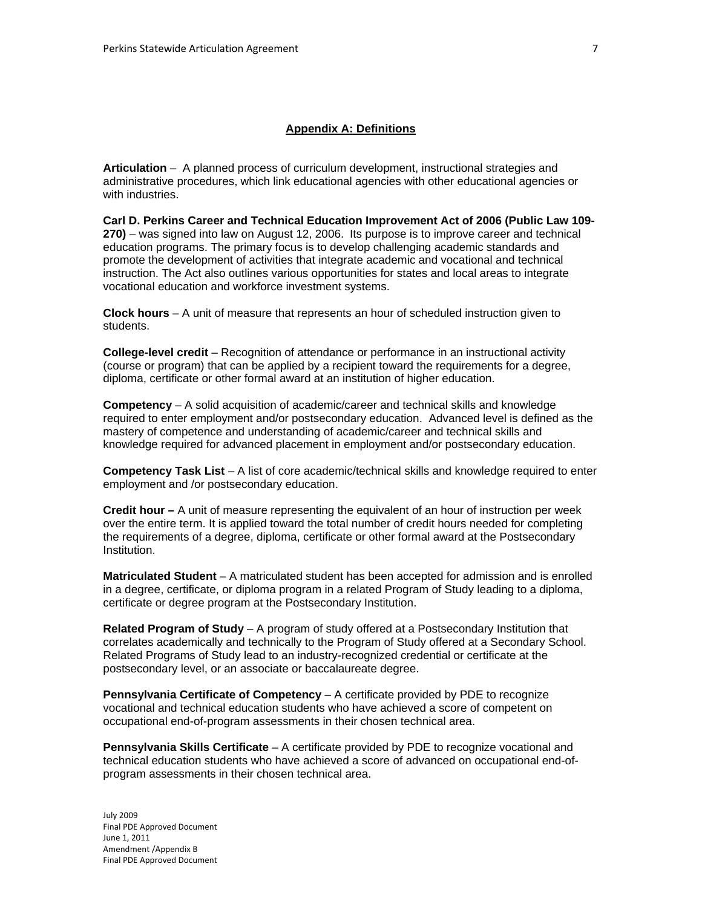## Appendix A: Definitions

**Articulation** – A planned process of curriculum development, instructional strategies and administrative procedures, which link educational agencies with other educational agencies or with industries.

**Carl D. Perkins Career and Technical Education Improvement Act of 2006 (Public Law 109-270)** – was signed into law on August 12, 2006. Its purpose is to improve career and technical education programs. The primary focus is to develop challenging academic standards and promote the development of activities that integrate academic and vocational and technical instruction. The Act also outlines various opportunities for states and local areas to integrate vocational education and workforce investment systems.

**Clock hours** – A unit of measure that represents an hour of scheduled instruction given to students.

**College-level credit** – Recognition of attendance or performance in an instructional activity (course or program) that can be applied by a recipient toward the requirements for a degree, diploma, certificate or other formal award at an institution of higher education.

**Competency** – A solid acquisition of academic/career and technical skills and knowledge required to enter employment and/or postsecondary education. Advanced level is defined as the mastery of competence and understanding of academic/career and technical skills and knowledge required for advanced placement in employment and/or postsecondary education.

**Competency Task List** – A list of core academic/technical skills and knowledge required to enter employment and /or postsecondary education.

**Credit hour –** A unit of measure representing the equivalent of an hour of instruction per week over the entire term. It is applied toward the total number of credit hours needed for completing the requirements of a degree, diploma, certificate or other formal award at the Postsecondary Institution.

**Matriculated Student** – A matriculated student has been accepted for admission and is enrolled in a degree, certificate, or diploma program in a related Program of Study leading to a diploma, certificate or degree program at the Postsecondary Institution.

**Related Program of Study** – A program of study offered at a Postsecondary Institution that correlates academically and technically to the Program of Study offered at a Secondary School. Related Programs of Study lead to an industry-recognized credential or certificate at the postsecondary level, or an associate or baccalaureate degree.

**Pennsylvania Certificate of Competency** – A certificate provided by PDE to recognize vocational and technical education students who have achieved a score of competent on occupational end-of-program assessments in their chosen technical area.

**Pennsylvania Skills Certificate** – A certificate provided by PDE to recognize vocational and technical education students who have achieved a score of advanced on occupational end-of-program assessments in their chosen technical area.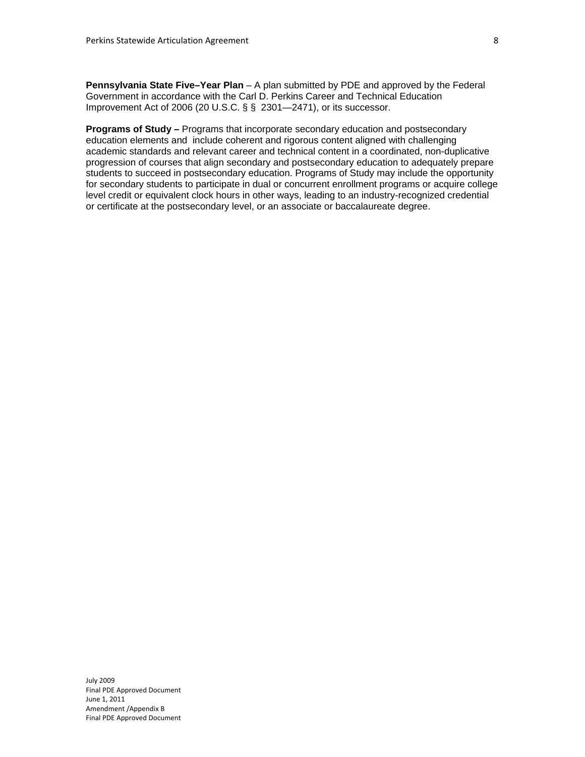**Pennsylvania State Five–Year Plan** – A plan submitted by PDE and approved by the Federal Government in accordance with the Carl D. Perkins Career and Technical Education Improvement Act of 2006 (20 U.S.C. § § 2301—2471), or its successor.

**Programs of Study –** Programs that incorporate secondary education and postsecondary education elements and include coherent and rigorous content aligned with challenging academic standards and relevant career and technical content in a coordinated, non-duplicative progression of courses that align secondary and postsecondary education to adequately prepare students to succeed in postsecondary education. Programs of Study may include the opportunity for secondary students to participate in dual or concurrent enrollment programs or acquire college level credit or equivalent clock hours in other ways, leading to an industry-recognized credential or certificate at the postsecondary level, or an associate or baccalaureate degree.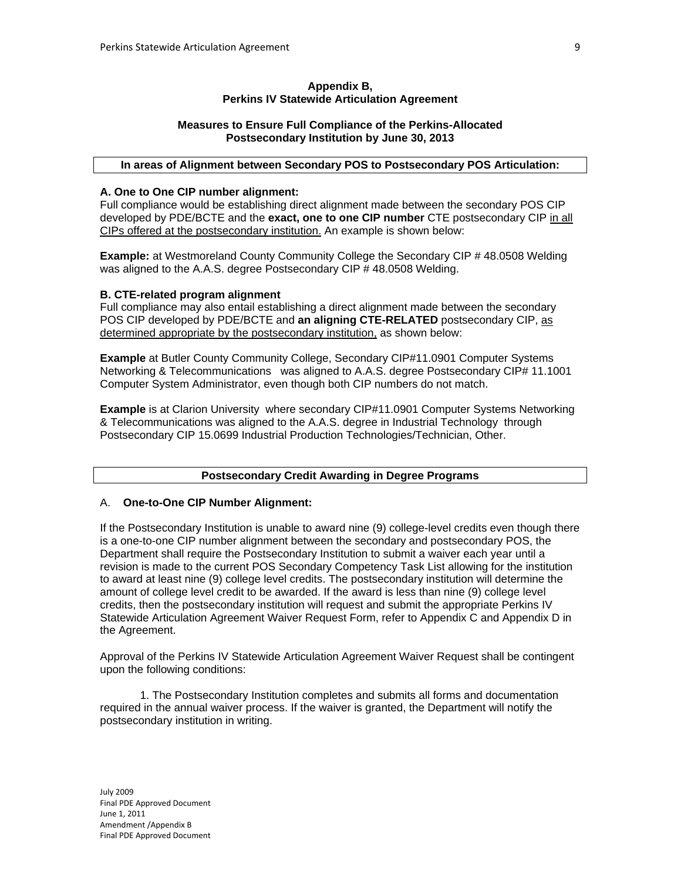## Appendix B, Perkins IV Statewide Articulation Agreement

### Measures to Ensure Full Compliance of the Perkins-Allocated Postsecondary Institution by June 30, 2013

**In areas of Alignment between Secondary POS to Postsecondary POS Articulation:**

**A. One to One CIP number alignment:**
Full compliance would be establishing direct alignment made between the secondary POS CIP developed by PDE/BCTE and the **exact, one to one CIP number** CTE postsecondary CIP in all CIPs offered at the postsecondary institution. An example is shown below:

**Example:** at Westmoreland County Community College the Secondary CIP # 48.0508 Welding was aligned to the A.A.S. degree Postsecondary CIP # 48.0508 Welding.

**B. CTE-related program alignment**
Full compliance may also entail establishing a direct alignment made between the secondary POS CIP developed by PDE/BCTE and **an aligning CTE-RELATED** postsecondary CIP, as determined appropriate by the postsecondary institution, as shown below:

**Example** at Butler County Community College, Secondary CIP#11.0901 Computer Systems Networking & Telecommunications was aligned to A.A.S. degree Postsecondary CIP# 11.1001 Computer System Administrator, even though both CIP numbers do not match.

**Example** is at Clarion University where secondary CIP#11.0901 Computer Systems Networking & Telecommunications was aligned to the A.A.S. degree in Industrial Technology through Postsecondary CIP 15.0699 Industrial Production Technologies/Technician, Other.

**Postsecondary Credit Awarding in Degree Programs**

A. **One-to-One CIP Number Alignment:**

If the Postsecondary Institution is unable to award nine (9) college-level credits even though there is a one-to-one CIP number alignment between the secondary and postsecondary POS, the Department shall require the Postsecondary Institution to submit a waiver each year until a revision is made to the current POS Secondary Competency Task List allowing for the institution to award at least nine (9) college level credits. The postsecondary institution will determine the amount of college level credit to be awarded. If the award is less than nine (9) college level credits, then the postsecondary institution will request and submit the appropriate Perkins IV Statewide Articulation Agreement Waiver Request Form, refer to Appendix C and Appendix D in the Agreement.

Approval of the Perkins IV Statewide Articulation Agreement Waiver Request shall be contingent upon the following conditions:

1. The Postsecondary Institution completes and submits all forms and documentation required in the annual waiver process. If the waiver is granted, the Department will notify the postsecondary institution in writing.

July 2009
Final PDE Approved Document
June 1, 2011
Amendment /Appendix B
Final PDE Approved Document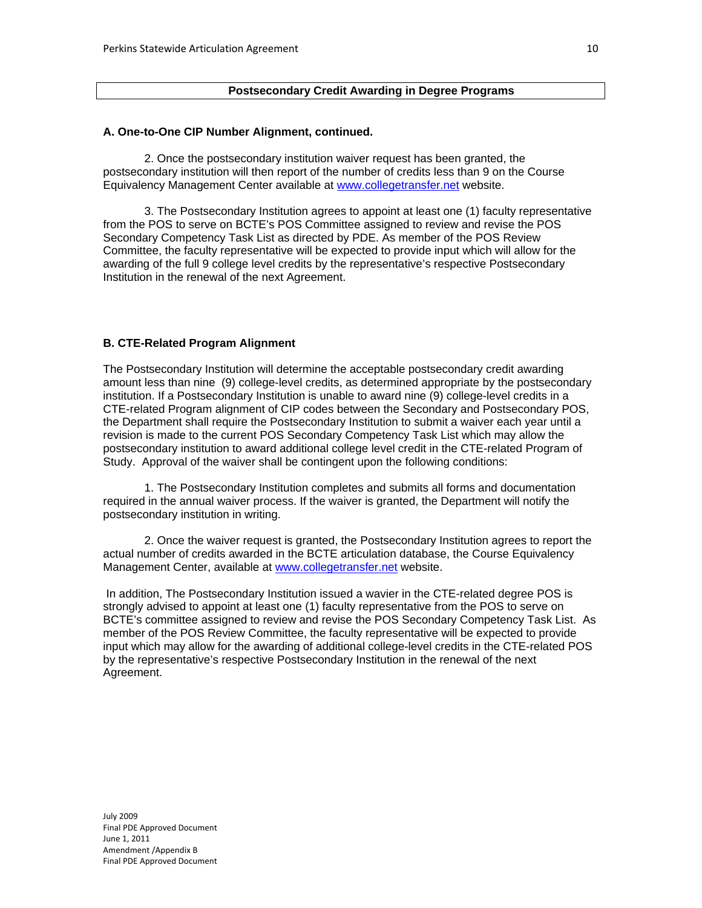## Postsecondary Credit Awarding in Degree Programs

**A. One-to-One CIP Number Alignment, continued.**

2. Once the postsecondary institution waiver request has been granted, the postsecondary institution will then report of the number of credits less than 9 on the Course Equivalency Management Center available at www.collegetransfer.net website.

3. The Postsecondary Institution agrees to appoint at least one (1) faculty representative from the POS to serve on BCTE's POS Committee assigned to review and revise the POS Secondary Competency Task List as directed by PDE. As member of the POS Review Committee, the faculty representative will be expected to provide input which will allow for the awarding of the full 9 college level credits by the representative's respective Postsecondary Institution in the renewal of the next Agreement.

**B. CTE-Related Program Alignment**

The Postsecondary Institution will determine the acceptable postsecondary credit awarding amount less than nine (9) college-level credits, as determined appropriate by the postsecondary institution. If a Postsecondary Institution is unable to award nine (9) college-level credits in a CTE-related Program alignment of CIP codes between the Secondary and Postsecondary POS, the Department shall require the Postsecondary Institution to submit a waiver each year until a revision is made to the current POS Secondary Competency Task List which may allow the postsecondary institution to award additional college level credit in the CTE-related Program of Study. Approval of the waiver shall be contingent upon the following conditions:

1. The Postsecondary Institution completes and submits all forms and documentation required in the annual waiver process. If the waiver is granted, the Department will notify the postsecondary institution in writing.

2. Once the waiver request is granted, the Postsecondary Institution agrees to report the actual number of credits awarded in the BCTE articulation database, the Course Equivalency Management Center, available at www.collegetransfer.net website.

In addition, The Postsecondary Institution issued a wavier in the CTE-related degree POS is strongly advised to appoint at least one (1) faculty representative from the POS to serve on BCTE's committee assigned to review and revise the POS Secondary Competency Task List. As member of the POS Review Committee, the faculty representative will be expected to provide input which may allow for the awarding of additional college-level credits in the CTE-related POS by the representative's respective Postsecondary Institution in the renewal of the next Agreement.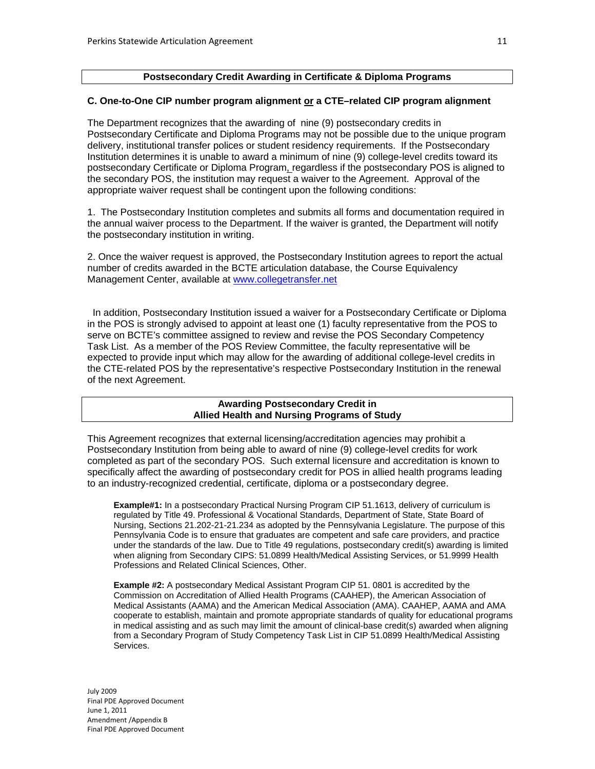## Postsecondary Credit Awarding in Certificate & Diploma Programs

### C. One-to-One CIP number program alignment or a CTE–related CIP program alignment

The Department recognizes that the awarding of nine (9) postsecondary credits in Postsecondary Certificate and Diploma Programs may not be possible due to the unique program delivery, institutional transfer polices or student residency requirements. If the Postsecondary Institution determines it is unable to award a minimum of nine (9) college-level credits toward its postsecondary Certificate or Diploma Program, regardless if the postsecondary POS is aligned to the secondary POS, the institution may request a waiver to the Agreement. Approval of the appropriate waiver request shall be contingent upon the following conditions:

1. The Postsecondary Institution completes and submits all forms and documentation required in the annual waiver process to the Department. If the waiver is granted, the Department will notify the postsecondary institution in writing.

2. Once the waiver request is approved, the Postsecondary Institution agrees to report the actual number of credits awarded in the BCTE articulation database, the Course Equivalency Management Center, available at www.collegetransfer.net

In addition, Postsecondary Institution issued a waiver for a Postsecondary Certificate or Diploma in the POS is strongly advised to appoint at least one (1) faculty representative from the POS to serve on BCTE's committee assigned to review and revise the POS Secondary Competency Task List. As a member of the POS Review Committee, the faculty representative will be expected to provide input which may allow for the awarding of additional college-level credits in the CTE-related POS by the representative's respective Postsecondary Institution in the renewal of the next Agreement.

## Awarding Postsecondary Credit in Allied Health and Nursing Programs of Study

This Agreement recognizes that external licensing/accreditation agencies may prohibit a Postsecondary Institution from being able to award of nine (9) college-level credits for work completed as part of the secondary POS. Such external licensure and accreditation is known to specifically affect the awarding of postsecondary credit for POS in allied health programs leading to an industry-recognized credential, certificate, diploma or a postsecondary degree.

**Example#1:** In a postsecondary Practical Nursing Program CIP 51.1613, delivery of curriculum is regulated by Title 49. Professional & Vocational Standards, Department of State, State Board of Nursing, Sections 21.202-21-21.234 as adopted by the Pennsylvania Legislature. The purpose of this Pennsylvania Code is to ensure that graduates are competent and safe care providers, and practice under the standards of the law. Due to Title 49 regulations, postsecondary credit(s) awarding is limited when aligning from Secondary CIPS: 51.0899 Health/Medical Assisting Services, or 51.9999 Health Professions and Related Clinical Sciences, Other.

**Example #2:** A postsecondary Medical Assistant Program CIP 51. 0801 is accredited by the Commission on Accreditation of Allied Health Programs (CAAHEP), the American Association of Medical Assistants (AAMA) and the American Medical Association (AMA). CAAHEP, AAMA and AMA cooperate to establish, maintain and promote appropriate standards of quality for educational programs in medical assisting and as such may limit the amount of clinical-base credit(s) awarded when aligning from a Secondary Program of Study Competency Task List in CIP 51.0899 Health/Medical Assisting Services.

July 2009
Final PDE Approved Document
June 1, 2011
Amendment /Appendix B
Final PDE Approved Document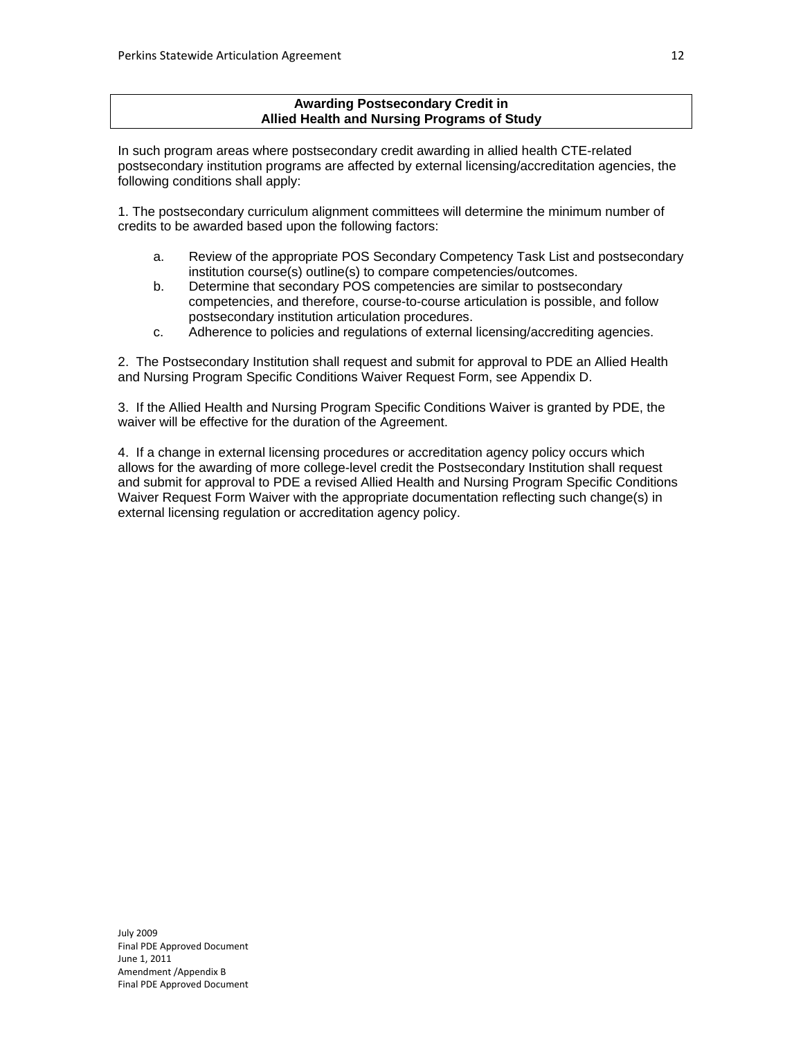## Awarding Postsecondary Credit in Allied Health and Nursing Programs of Study

In such program areas where postsecondary credit awarding in allied health CTE-related postsecondary institution programs are affected by external licensing/accreditation agencies, the following conditions shall apply:

1. The postsecondary curriculum alignment committees will determine the minimum number of credits to be awarded based upon the following factors:

   a. Review of the appropriate POS Secondary Competency Task List and postsecondary institution course(s) outline(s) to compare competencies/outcomes.
   b. Determine that secondary POS competencies are similar to postsecondary competencies, and therefore, course-to-course articulation is possible, and follow postsecondary institution articulation procedures.
   c. Adherence to policies and regulations of external licensing/accrediting agencies.

2. The Postsecondary Institution shall request and submit for approval to PDE an Allied Health and Nursing Program Specific Conditions Waiver Request Form, see Appendix D.

3. If the Allied Health and Nursing Program Specific Conditions Waiver is granted by PDE, the waiver will be effective for the duration of the Agreement.

4. If a change in external licensing procedures or accreditation agency policy occurs which allows for the awarding of more college-level credit the Postsecondary Institution shall request and submit for approval to PDE a revised Allied Health and Nursing Program Specific Conditions Waiver Request Form Waiver with the appropriate documentation reflecting such change(s) in external licensing regulation or accreditation agency policy.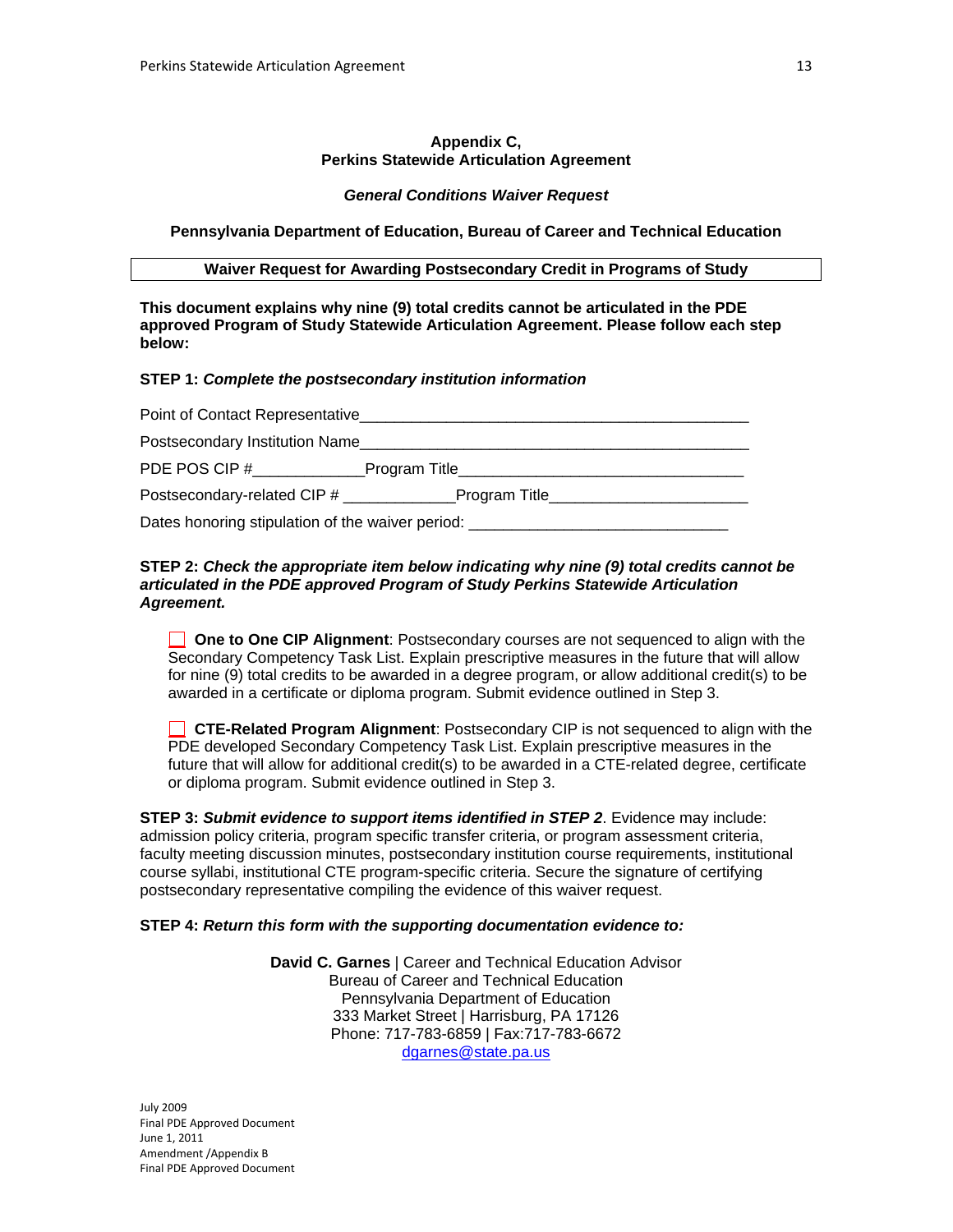**Appendix C,**
**Perkins Statewide Articulation Agreement**

***General Conditions Waiver Request***

**Pennsylvania Department of Education, Bureau of Career and Technical Education**

**Waiver Request for Awarding Postsecondary Credit in Programs of Study**

**This document explains why nine (9) total credits cannot be articulated in the PDE approved Program of Study Statewide Articulation Agreement. Please follow each step below:**

**STEP 1:** ***Complete the postsecondary institution information***

Point of Contact Representative_____________________________________________

Postsecondary Institution Name_____________________________________________

PDE POS CIP #____________Program Title________________________________

Postsecondary-related CIP # ____________Program Title______________________

Dates honoring stipulation of the waiver period: _____________________________

**STEP 2:** ***Check the appropriate item below indicating why nine (9) total credits cannot be articulated in the PDE approved Program of Study Perkins Statewide Articulation Agreement.***

☐ **One to One CIP Alignment**: Postsecondary courses are not sequenced to align with the Secondary Competency Task List. Explain prescriptive measures in the future that will allow for nine (9) total credits to be awarded in a degree program, or allow additional credit(s) to be awarded in a certificate or diploma program. Submit evidence outlined in Step 3.

☐ **CTE-Related Program Alignment**: Postsecondary CIP is not sequenced to align with the PDE developed Secondary Competency Task List. Explain prescriptive measures in the future that will allow for additional credit(s) to be awarded in a CTE-related degree, certificate or diploma program. Submit evidence outlined in Step 3.

**STEP 3:** ***Submit evidence to support items identified in STEP 2***. Evidence may include: admission policy criteria, program specific transfer criteria, or program assessment criteria, faculty meeting discussion minutes, postsecondary institution course requirements, institutional course syllabi, institutional CTE program-specific criteria. Secure the signature of certifying postsecondary representative compiling the evidence of this waiver request.

**STEP 4:** ***Return this form with the supporting documentation evidence to:***

**David C. Garnes** | Career and Technical Education Advisor
Bureau of Career and Technical Education
Pennsylvania Department of Education
333 Market Street | Harrisburg, PA 17126
Phone: 717-783-6859 | Fax:717-783-6672
dgarnes@state.pa.us

July 2009
Final PDE Approved Document
June 1, 2011
Amendment /Appendix B
Final PDE Approved Document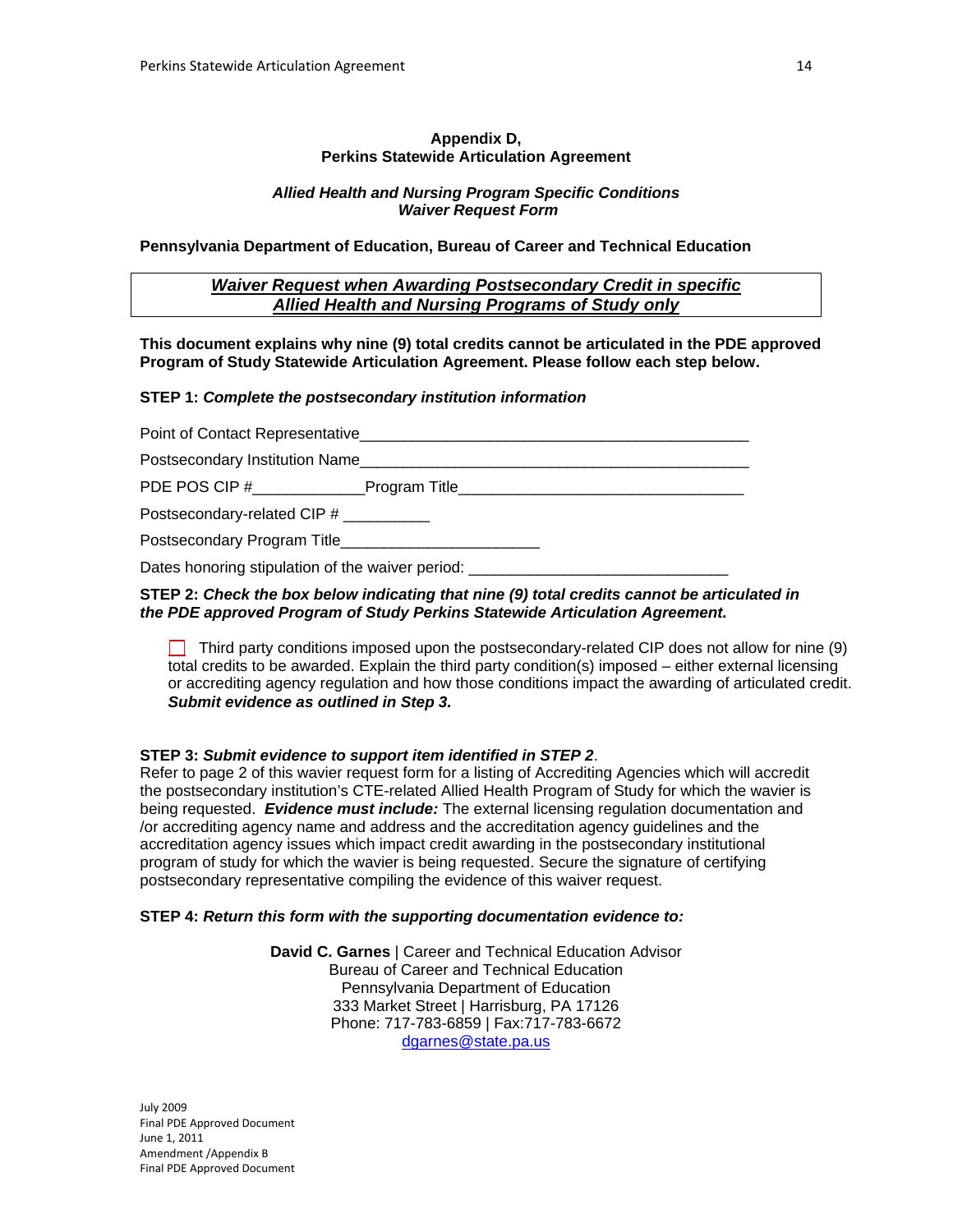**Appendix D,**
**Perkins Statewide Articulation Agreement**

***Allied Health and Nursing Program Specific Conditions***
***Waiver Request Form***

**Pennsylvania Department of Education, Bureau of Career and Technical Education**

| ***<u>Waiver Request when Awarding Postsecondary Credit in specific Allied Health and Nursing Programs of Study only</u>*** |
|---|

**This document explains why nine (9) total credits cannot be articulated in the PDE approved Program of Study Statewide Articulation Agreement. Please follow each step below.**

**STEP 1:** ***Complete the postsecondary institution information***

Point of Contact Representative_____________________________________________

Postsecondary Institution Name_____________________________________________

PDE POS CIP #____________Program Title_______________________________

Postsecondary-related CIP # _________

Postsecondary Program Title_____________________

Dates honoring stipulation of the waiver period: ___________________________

**STEP 2:** ***Check the box below indicating that nine (9) total credits cannot be articulated in the PDE approved Program of Study Perkins Statewide Articulation Agreement.***

- [ ] Third party conditions imposed upon the postsecondary-related CIP does not allow for nine (9) total credits to be awarded. Explain the third party condition(s) imposed – either external licensing or accrediting agency regulation and how those conditions impact the awarding of articulated credit. ***Submit evidence as outlined in Step 3.***

**STEP 3:** ***Submit evidence to support item identified in STEP 2***.
Refer to page 2 of this wavier request form for a listing of Accrediting Agencies which will accredit the postsecondary institution's CTE-related Allied Health Program of Study for which the wavier is being requested. ***Evidence must include:*** The external licensing regulation documentation and /or accrediting agency name and address and the accreditation agency guidelines and the accreditation agency issues which impact credit awarding in the postsecondary institutional program of study for which the wavier is being requested. Secure the signature of certifying postsecondary representative compiling the evidence of this waiver request.

**STEP 4:** ***Return this form with the supporting documentation evidence to:***

**David C. Garnes** | Career and Technical Education Advisor
Bureau of Career and Technical Education
Pennsylvania Department of Education
333 Market Street | Harrisburg, PA 17126
Phone: 717-783-6859 | Fax:717-783-6672
dgarnes@state.pa.us

July 2009
Final PDE Approved Document
June 1, 2011
Amendment /Appendix B
Final PDE Approved Document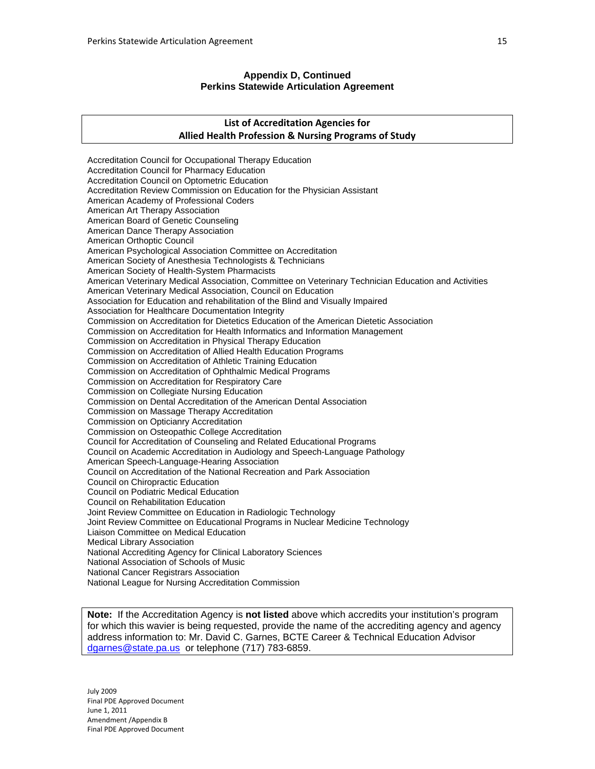## Appendix D, Continued
## Perkins Statewide Articulation Agreement

### List of Accreditation Agencies for Allied Health Profession & Nursing Programs of Study

Accreditation Council for Occupational Therapy Education
Accreditation Council for Pharmacy Education
Accreditation Council on Optometric Education
Accreditation Review Commission on Education for the Physician Assistant
American Academy of Professional Coders
American Art Therapy Association
American Board of Genetic Counseling
American Dance Therapy Association
American Orthoptic Council
American Psychological Association Committee on Accreditation
American Society of Anesthesia Technologists & Technicians
American Society of Health-System Pharmacists
American Veterinary Medical Association, Committee on Veterinary Technician Education and Activities
American Veterinary Medical Association, Council on Education
Association for Education and rehabilitation of the Blind and Visually Impaired
Association for Healthcare Documentation Integrity
Commission on Accreditation for Dietetics Education of the American Dietetic Association
Commission on Accreditation for Health Informatics and Information Management
Commission on Accreditation in Physical Therapy Education
Commission on Accreditation of Allied Health Education Programs
Commission on Accreditation of Athletic Training Education
Commission on Accreditation of Ophthalmic Medical Programs
Commission on Accreditation for Respiratory Care
Commission on Collegiate Nursing Education
Commission on Dental Accreditation of the American Dental Association
Commission on Massage Therapy Accreditation
Commission on Opticianry Accreditation
Commission on Osteopathic College Accreditation
Council for Accreditation of Counseling and Related Educational Programs
Council on Academic Accreditation in Audiology and Speech-Language Pathology
American Speech-Language-Hearing Association
Council on Accreditation of the National Recreation and Park Association
Council on Chiropractic Education
Council on Podiatric Medical Education
Council on Rehabilitation Education
Joint Review Committee on Education in Radiologic Technology
Joint Review Committee on Educational Programs in Nuclear Medicine Technology
Liaison Committee on Medical Education
Medical Library Association
National Accrediting Agency for Clinical Laboratory Sciences
National Association of Schools of Music
National Cancer Registrars Association
National League for Nursing Accreditation Commission

**Note:** If the Accreditation Agency is **not listed** above which accredits your institution's program for which this wavier is being requested, provide the name of the accrediting agency and agency address information to: Mr. David C. Garnes, BCTE Career & Technical Education Advisor dgarnes@state.pa.us or telephone (717) 783-6859.

July 2009
Final PDE Approved Document
June 1, 2011
Amendment /Appendix B
Final PDE Approved Document